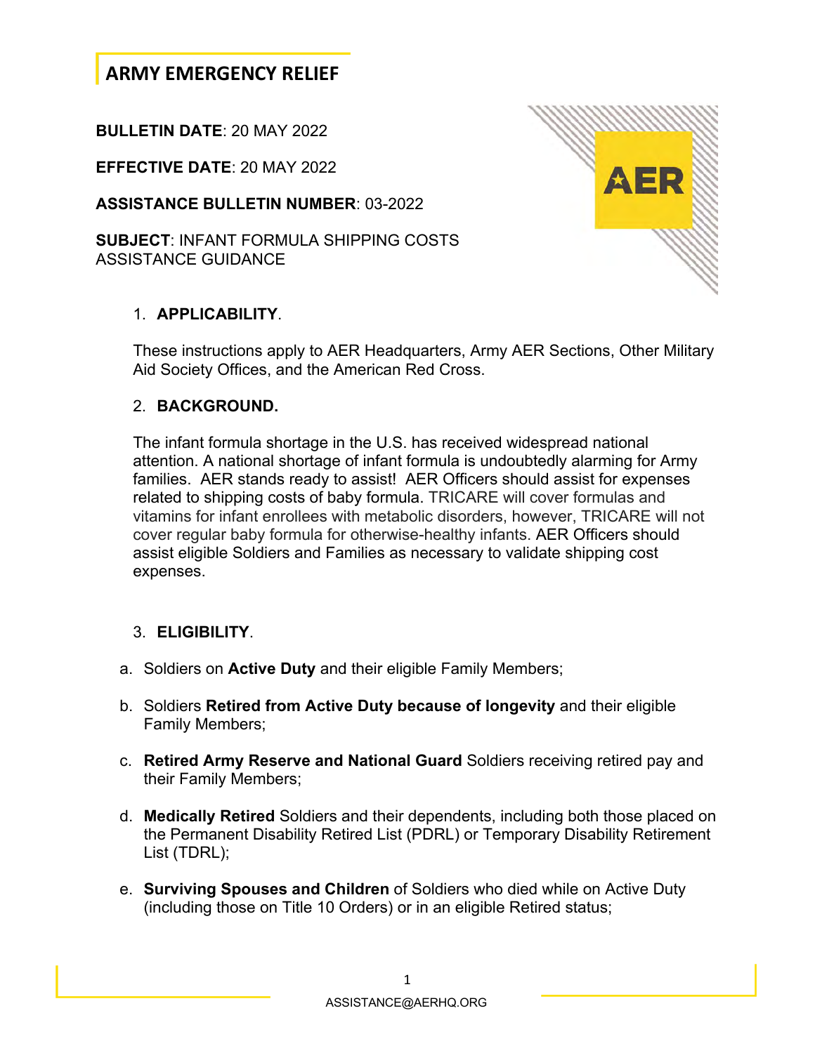# ARMY EMERGENCY RELIEF

**BULLETIN DATE**: 20 MAY 2022

**EFFECTIVE DATE**: 20 MAY 2022

**ASSISTANCE BULLETIN NUMBER**: 03-2022

**SUBJECT**: INFANT FORMULA SHIPPING COSTS ASSISTANCE GUIDANCE

1. **APPLICABILITY**.

These instructions apply to AER Headquarters, Army AER Sections, Other Military Aid Society Offices, and the American Red Cross.

2. **BACKGROUND.**

The infant formula shortage in the U.S. has received widespread national attention. A national shortage of infant formula is undoubtedly alarming for Army families. AER stands ready to assist! AER Officers should assist for expenses related to shipping costs of baby formula. TRICARE will cover formulas and vitamins for infant enrollees with metabolic disorders, however, TRICARE will not cover regular baby formula for otherwise-healthy infants. AER Officers should assist eligible Soldiers and Families as necessary to validate shipping cost expenses.

3. **ELIGIBILITY**.

a. Soldiers on **Active Duty** and their eligible Family Members;

b. Soldiers **Retired from Active Duty because of longevity** and their eligible Family Members;

c. **Retired Army Reserve and National Guard** Soldiers receiving retired pay and their Family Members;

d. **Medically Retired** Soldiers and their dependents, including both those placed on the Permanent Disability Retired List (PDRL) or Temporary Disability Retirement List (TDRL);

e. **Surviving Spouses and Children** of Soldiers who died while on Active Duty (including those on Title 10 Orders) or in an eligible Retired status;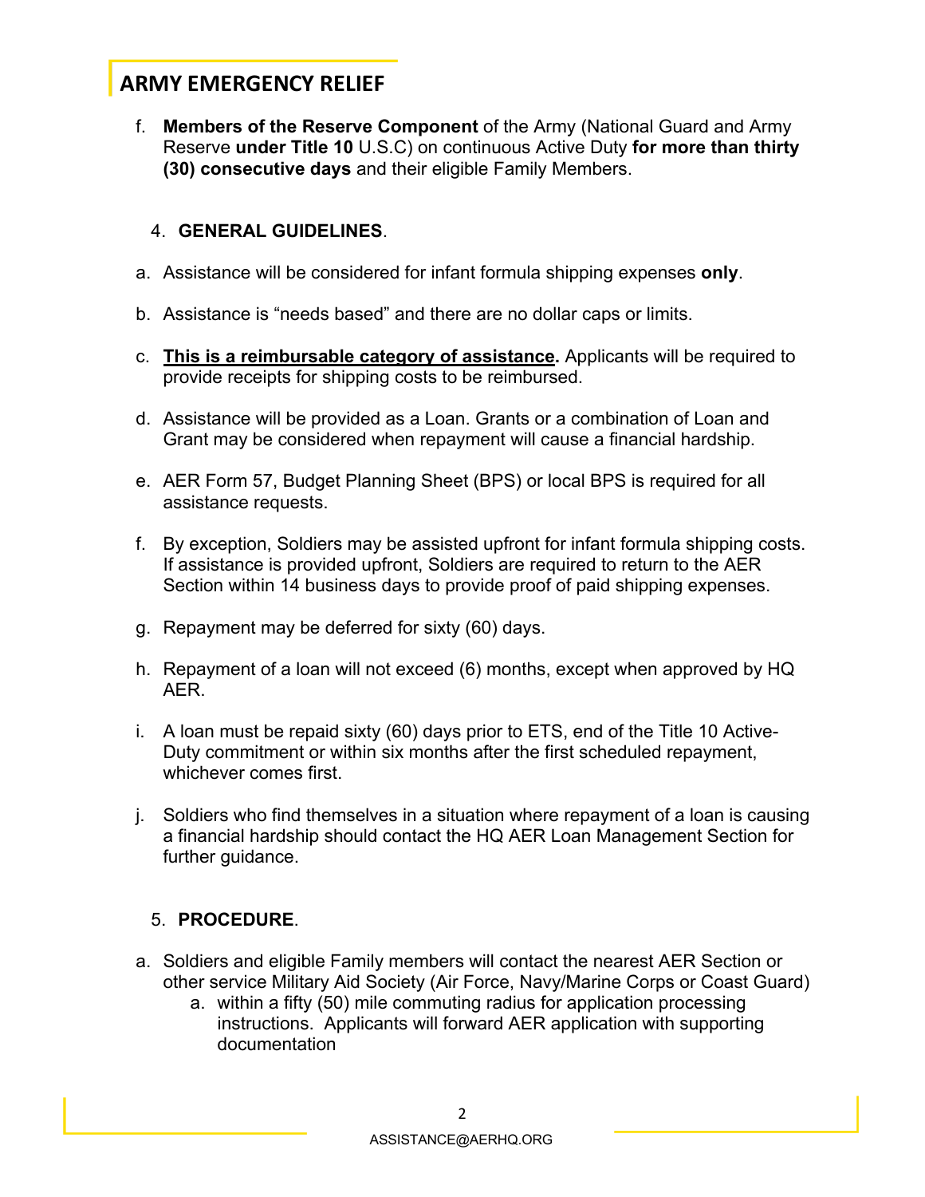## ARMY EMERGENCY RELIEF

f. **Members of the Reserve Component** of the Army (National Guard and Army Reserve **under Title 10** U.S.C) on continuous Active Duty **for more than thirty (30) consecutive days** and their eligible Family Members.

4. **GENERAL GUIDELINES**.

a. Assistance will be considered for infant formula shipping expenses **only**.

b. Assistance is "needs based" and there are no dollar caps or limits.

c. **<u>This is a reimbursable category of assistance</u>.** Applicants will be required to provide receipts for shipping costs to be reimbursed.

d. Assistance will be provided as a Loan. Grants or a combination of Loan and Grant may be considered when repayment will cause a financial hardship.

e. AER Form 57, Budget Planning Sheet (BPS) or local BPS is required for all assistance requests.

f. By exception, Soldiers may be assisted upfront for infant formula shipping costs. If assistance is provided upfront, Soldiers are required to return to the AER Section within 14 business days to provide proof of paid shipping expenses.

g. Repayment may be deferred for sixty (60) days.

h. Repayment of a loan will not exceed (6) months, except when approved by HQ AER.

i. A loan must be repaid sixty (60) days prior to ETS, end of the Title 10 Active-Duty commitment or within six months after the first scheduled repayment, whichever comes first.

j. Soldiers who find themselves in a situation where repayment of a loan is causing a financial hardship should contact the HQ AER Loan Management Section for further guidance.

5. **PROCEDURE**.

a. Soldiers and eligible Family members will contact the nearest AER Section or other service Military Aid Society (Air Force, Navy/Marine Corps or Coast Guard)
   a. within a fifty (50) mile commuting radius for application processing instructions. Applicants will forward AER application with supporting documentation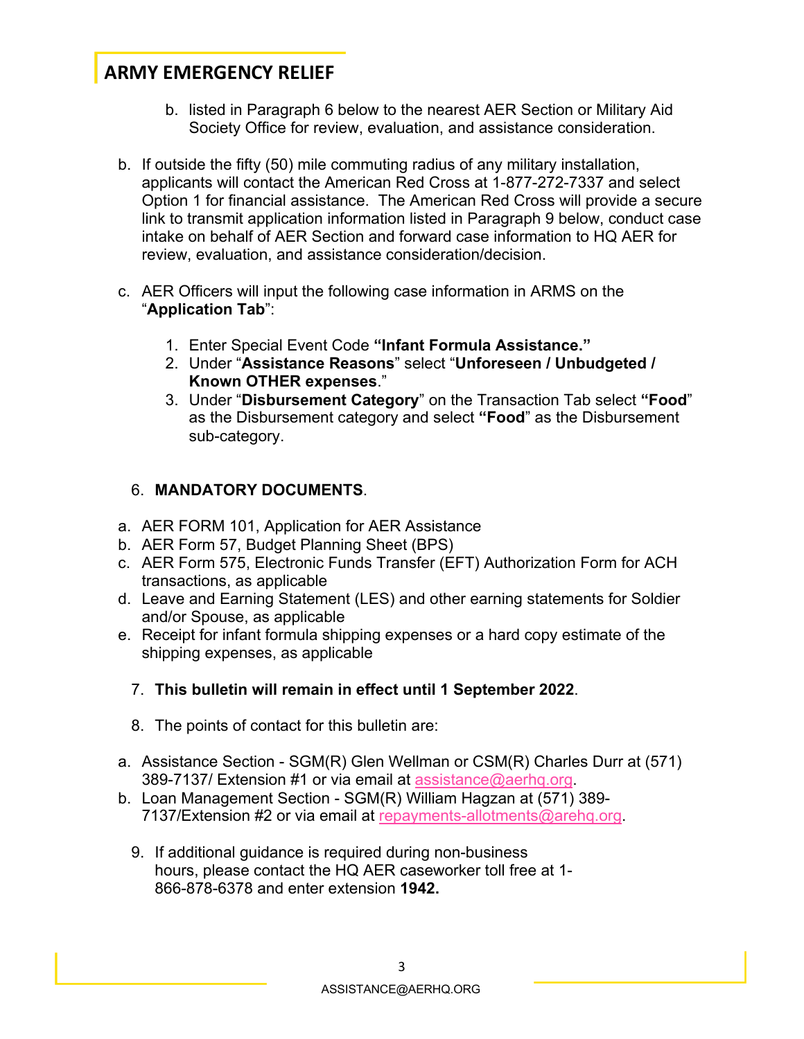b. listed in Paragraph 6 below to the nearest AER Section or Military Aid Society Office for review, evaluation, and assistance consideration.

b. If outside the fifty (50) mile commuting radius of any military installation, applicants will contact the American Red Cross at 1-877-272-7337 and select Option 1 for financial assistance. The American Red Cross will provide a secure link to transmit application information listed in Paragraph 9 below, conduct case intake on behalf of AER Section and forward case information to HQ AER for review, evaluation, and assistance consideration/decision.

c. AER Officers will input the following case information in ARMS on the "**Application Tab**":

1. Enter Special Event Code **"Infant Formula Assistance."**
2. Under "**Assistance Reasons**" select "**Unforeseen / Unbudgeted / Known OTHER expenses**."
3. Under "**Disbursement Category**" on the Transaction Tab select **"Food**" as the Disbursement category and select **"Food**" as the Disbursement sub-category.

6. **MANDATORY DOCUMENTS**.

a. AER FORM 101, Application for AER Assistance
b. AER Form 57, Budget Planning Sheet (BPS)
c. AER Form 575, Electronic Funds Transfer (EFT) Authorization Form for ACH transactions, as applicable
d. Leave and Earning Statement (LES) and other earning statements for Soldier and/or Spouse, as applicable
e. Receipt for infant formula shipping expenses or a hard copy estimate of the shipping expenses, as applicable

7. **This bulletin will remain in effect until 1 September 2022**.

8. The points of contact for this bulletin are:

a. Assistance Section - SGM(R) Glen Wellman or CSM(R) Charles Durr at (571) 389-7137/ Extension #1 or via email at assistance@aerhq.org.
b. Loan Management Section - SGM(R) William Hagzan at (571) 389-7137/Extension #2 or via email at repayments-allotments@arehq.org.

9. If additional guidance is required during non-business hours, please contact the HQ AER caseworker toll free at 1-866-878-6378 and enter extension **1942.**